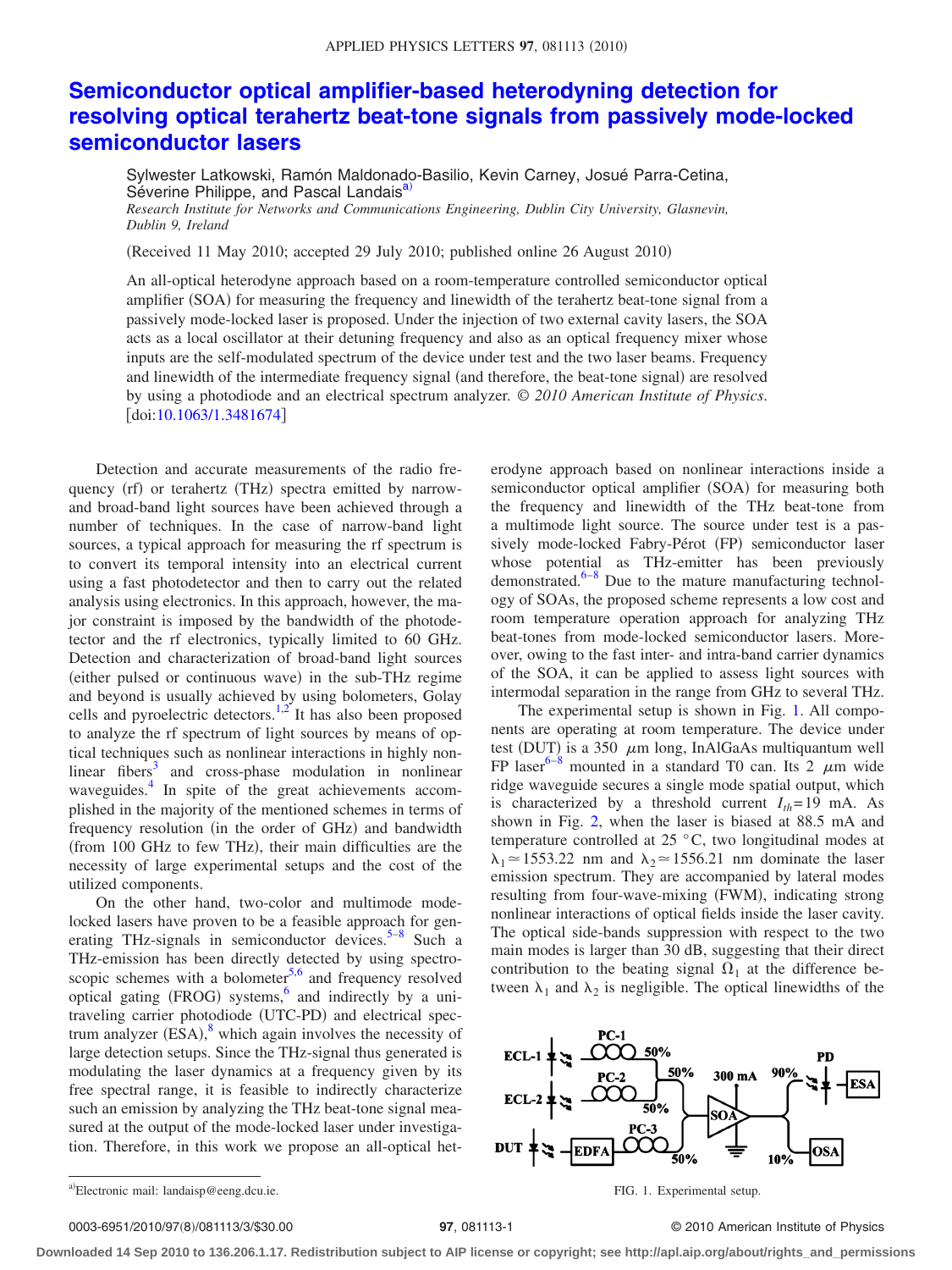# Semiconductor optical amplifier-based heterodyning detection for resolving optical terahertz beat-tone signals from passively mode-locked semiconductor lasers

Sylwester Latkowski, Ramón Maldonado-Basilio, Kevin Carney, Josué Parra-Cetina, Séverine Philippe, and Pascal Landais[a)]

*Research Institute for Networks and Communications Engineering, Dublin City University, Glasnevin, Dublin 9, Ireland*

(Received 11 May 2010; accepted 29 July 2010; published online 26 August 2010)

An all-optical heterodyne approach based on a room-temperature controlled semiconductor optical amplifier (SOA) for measuring the frequency and linewidth of the terahertz beat-tone signal from a passively mode-locked laser is proposed. Under the injection of two external cavity lasers, the SOA acts as a local oscillator at their detuning frequency and also as an optical frequency mixer whose inputs are the self-modulated spectrum of the device under test and the two laser beams. Frequency and linewidth of the intermediate frequency signal (and therefore, the beat-tone signal) are resolved by using a photodiode and an electrical spectrum analyzer. © *2010 American Institute of Physics*. [doi:10.1063/1.3481674]

Detection and accurate measurements of the radio frequency (rf) or terahertz (THz) spectra emitted by narrow- and broad-band light sources have been achieved through a number of techniques. In the case of narrow-band light sources, a typical approach for measuring the rf spectrum is to convert its temporal intensity into an electrical current using a fast photodetector and then to carry out the related analysis using electronics. In this approach, however, the major constraint is imposed by the bandwidth of the photodetector and the rf electronics, typically limited to 60 GHz. Detection and characterization of broad-band light sources (either pulsed or continuous wave) in the sub-THz regime and beyond is usually achieved by using bolometers, Golay cells and pyroelectric detectors.[1,2] It has also been proposed to analyze the rf spectrum of light sources by means of optical techniques such as nonlinear interactions in highly nonlinear fibers[3] and cross-phase modulation in nonlinear waveguides.[4] In spite of the great achievements accomplished in the majority of the mentioned schemes in terms of frequency resolution (in the order of GHz) and bandwidth (from 100 GHz to few THz), their main difficulties are the necessity of large experimental setups and the cost of the utilized components.

On the other hand, two-color and multimode mode-locked lasers have proven to be a feasible approach for generating THz-signals in semiconductor devices.[5–8] Such a THz-emission has been directly detected by using spectroscopic schemes with a bolometer[5,6] and frequency resolved optical gating (FROG) systems,[6] and indirectly by a uni-traveling carrier photodiode (UTC-PD) and electrical spectrum analyzer (ESA),[8] which again involves the necessity of large detection setups. Since the THz-signal thus generated is modulating the laser dynamics at a frequency given by its free spectral range, it is feasible to indirectly characterize such an emission by analyzing the THz beat-tone signal measured at the output of the mode-locked laser under investigation. Therefore, in this work we propose an all-optical heterodyne approach based on nonlinear interactions inside a semiconductor optical amplifier (SOA) for measuring both the frequency and linewidth of the THz beat-tone from a multimode light source. The source under test is a passively mode-locked Fabry-Pérot (FP) semiconductor laser whose potential as THz-emitter has been previously demonstrated.[6–8] Due to the mature manufacturing technology of SOAs, the proposed scheme represents a low cost and room temperature operation approach for analyzing THz beat-tones from mode-locked semiconductor lasers. Moreover, owing to the fast inter- and intra-band carrier dynamics of the SOA, it can be applied to assess light sources with intermodal separation in the range from GHz to several THz.

The experimental setup is shown in Fig. 1. All components are operating at room temperature. The device under test (DUT) is a 350 $\mu$m long, InAlGaAs multiquantum well FP laser[6–8] mounted in a standard T0 can. Its 2 $\mu$m wide ridge waveguide secures a single mode spatial output, which is characterized by a threshold current $I_{th}$=19 mA. As shown in Fig. 2, when the laser is biased at 88.5 mA and temperature controlled at 25 °C, two longitudinal modes at $\lambda_1 \simeq 1553.22$ nm and $\lambda_2 \simeq 1556.21$ nm dominate the laser emission spectrum. They are accompanied by lateral modes resulting from four-wave-mixing (FWM), indicating strong nonlinear interactions of optical fields inside the laser cavity. The optical side-bands suppression with respect to the two main modes is larger than 30 dB, suggesting that their direct contribution to the beating signal $\Omega_1$ at the difference between $\lambda_1$ and $\lambda_2$ is negligible. The optical linewidths of the

FIG. 1. Experimental setup.

[a)]Electronic mail: landaisp@eeng.dcu.ie.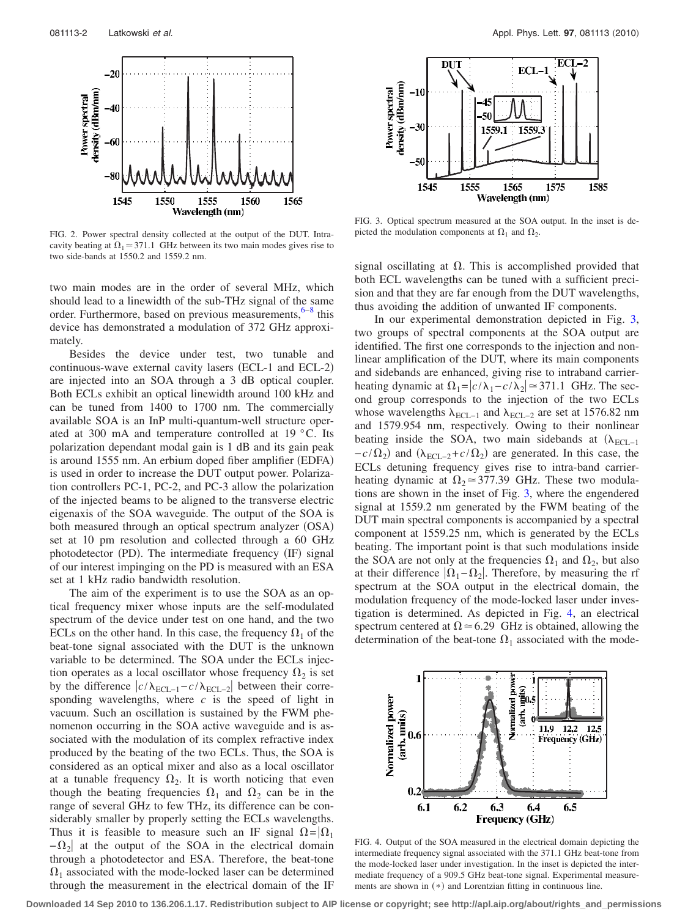FIG. 2. Power spectral density collected at the output of the DUT. Intracavity beating at $\Omega_1 \simeq 371.1$ GHz between its two main modes gives rise to two side-bands at 1550.2 and 1559.2 nm.

two main modes are in the order of several MHz, which should lead to a linewidth of the sub-THz signal of the same order. Furthermore, based on previous measurements,[6–8] this device has demonstrated a modulation of 372 GHz approximately.

Besides the device under test, two tunable and continuous-wave external cavity lasers (ECL-1 and ECL-2) are injected into an SOA through a 3 dB optical coupler. Both ECLs exhibit an optical linewidth around 100 kHz and can be tuned from 1400 to 1700 nm. The commercially available SOA is an InP multi-quantum-well structure operated at 300 mA and temperature controlled at 19 °C. Its polarization dependant modal gain is 1 dB and its gain peak is around 1555 nm. An erbium doped fiber amplifier (EDFA) is used in order to increase the DUT output power. Polarization controllers PC-1, PC-2, and PC-3 allow the polarization of the injected beams to be aligned to the transverse electric eigenaxis of the SOA waveguide. The output of the SOA is both measured through an optical spectrum analyzer (OSA) set at 10 pm resolution and collected through a 60 GHz photodetector (PD). The intermediate frequency (IF) signal of our interest impinging on the PD is measured with an ESA set at 1 kHz radio bandwidth resolution.

The aim of the experiment is to use the SOA as an optical frequency mixer whose inputs are the self-modulated spectrum of the device under test on one hand, and the two ECLs on the other hand. In this case, the frequency $\Omega_1$ of the beat-tone signal associated with the DUT is the unknown variable to be determined. The SOA under the ECLs injection operates as a local oscillator whose frequency $\Omega_2$ is set by the difference $|c/\lambda_{ECL-1} - c/\lambda_{ECL-2}|$ between their corresponding wavelengths, where $c$ is the speed of light in vacuum. Such an oscillation is sustained by the FWM phenomenon occurring in the SOA active waveguide and is associated with the modulation of its complex refractive index produced by the beating of the two ECLs. Thus, the SOA is considered as an optical mixer and also as a local oscillator at a tunable frequency $\Omega_2$. It is worth noticing that even though the beating frequencies $\Omega_1$ and $\Omega_2$ can be in the range of several GHz to few THz, its difference can be considerably smaller by properly setting the ECLs wavelengths. Thus it is feasible to measure such an IF signal $\Omega = |\Omega_1 - \Omega_2|$ at the output of the SOA in the electrical domain through a photodetector and ESA. Therefore, the beat-tone $\Omega_1$ associated with the mode-locked laser can be determined through the measurement in the electrical domain of the IF signal oscillating at $\Omega$. This is accomplished provided that both ECL wavelengths can be tuned with a sufficient precision and that they are far enough from the DUT wavelengths, thus avoiding the addition of unwanted IF components.

FIG. 3. Optical spectrum measured at the SOA output. In the inset is depicted the modulation components at $\Omega_1$ and $\Omega_2$.

In our experimental demonstration depicted in Fig. 3, two groups of spectral components at the SOA output are identified. The first one corresponds to the injection and nonlinear amplification of the DUT, where its main components and sidebands are enhanced, giving rise to intraband carrier-heating dynamic at $\Omega_1 = |c/\lambda_1 - c/\lambda_2| \simeq 371.1$ GHz. The second group corresponds to the injection of the two ECLs whose wavelengths $\lambda_{ECL-1}$ and $\lambda_{ECL-2}$ are set at 1576.82 nm and 1579.954 nm, respectively. Owing to their nonlinear beating inside the SOA, two main sidebands at $(\lambda_{ECL-1} - c/\Omega_2)$ and $(\lambda_{ECL-2} + c/\Omega_2)$ are generated. In this case, the ECLs detuning frequency gives rise to intra-band carrier-heating dynamic at $\Omega_2 \simeq 377.39$ GHz. These two modulations are shown in the inset of Fig. 3, where the engendered signal at 1559.2 nm generated by the FWM beating of the DUT main spectral components is accompanied by a spectral component at 1559.25 nm, which is generated by the ECLs beating. The important point is that such modulations inside the SOA are not only at the frequencies $\Omega_1$ and $\Omega_2$, but also at their difference $|\Omega_1 - \Omega_2|$. Therefore, by measuring the rf spectrum at the SOA output in the electrical domain, the modulation frequency of the mode-locked laser under investigation is determined. As depicted in Fig. 4, an electrical spectrum centered at $\Omega \simeq 6.29$ GHz is obtained, allowing the determination of the beat-tone $\Omega_1$ associated with the mode-

FIG. 4. Output of the SOA measured in the electrical domain depicting the intermediate frequency signal associated with the 371.1 GHz beat-tone from the mode-locked laser under investigation. In the inset is depicted the intermediate frequency of a 909.5 GHz beat-tone signal. Experimental measurements are shown in (*) and Lorentzian fitting in continuous line.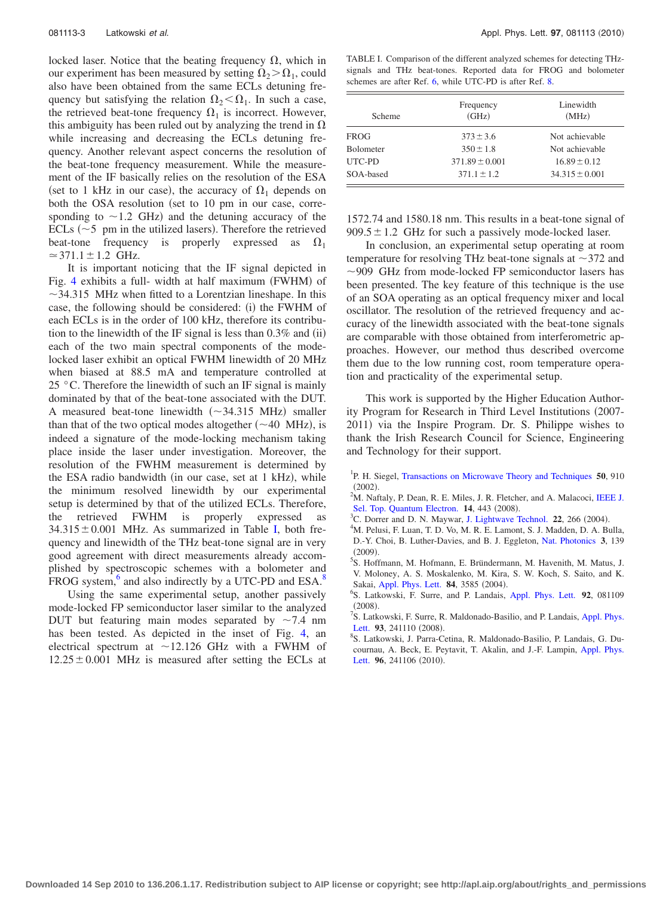locked laser. Notice that the beating frequency $\Omega$, which in our experiment has been measured by setting $\Omega_2 > \Omega_1$, could also have been obtained from the same ECLs detuning frequency but satisfying the relation $\Omega_2 < \Omega_1$. In such a case, the retrieved beat-tone frequency $\Omega_1$ is incorrect. However, this ambiguity has been ruled out by analyzing the trend in $\Omega$ while increasing and decreasing the ECLs detuning frequency. Another relevant aspect concerns the resolution of the beat-tone frequency measurement. While the measurement of the IF basically relies on the resolution of the ESA (set to 1 kHz in our case), the accuracy of $\Omega_1$ depends on both the OSA resolution (set to 10 pm in our case, corresponding to ~1.2 GHz) and the detuning accuracy of the ECLs (~5 pm in the utilized lasers). Therefore the retrieved beat-tone frequency is properly expressed as $\Omega_1 \simeq 371.1 \pm 1.2$ GHz.

It is important noticing that the IF signal depicted in Fig. 4 exhibits a full- width at half maximum (FWHM) of ~34.315 MHz when fitted to a Lorentzian lineshape. In this case, the following should be considered: (i) the FWHM of each ECLs is in the order of 100 kHz, therefore its contribution to the linewidth of the IF signal is less than 0.3% and (ii) each of the two main spectral components of the mode-locked laser exhibit an optical FWHM linewidth of 20 MHz when biased at 88.5 mA and temperature controlled at 25 °C. Therefore the linewidth of such an IF signal is mainly dominated by that of the beat-tone associated with the DUT. A measured beat-tone linewidth (~34.315 MHz) smaller than that of the two optical modes altogether (~40 MHz), is indeed a signature of the mode-locking mechanism taking place inside the laser under investigation. Moreover, the resolution of the FWHM measurement is determined by the ESA radio bandwidth (in our case, set at 1 kHz), while the minimum resolved linewidth by our experimental setup is determined by that of the utilized ECLs. Therefore, the retrieved FWHM is properly expressed as $34.315 \pm 0.001$ MHz. As summarized in Table I, both frequency and linewidth of the THz beat-tone signal are in very good agreement with direct measurements already accomplished by spectroscopic schemes with a bolometer and FROG system,[6] and also indirectly by a UTC-PD and ESA.[8]

Using the same experimental setup, another passively mode-locked FP semiconductor laser similar to the analyzed DUT but featuring main modes separated by ~7.4 nm has been tested. As depicted in the inset of Fig. 4, an electrical spectrum at ~12.126 GHz with a FWHM of $12.25 \pm 0.001$ MHz is measured after setting the ECLs at 1572.74 and 1580.18 nm. This results in a beat-tone signal of $909.5 \pm 1.2$ GHz for such a passively mode-locked laser.

TABLE I. Comparison of the different analyzed schemes for detecting THz-signals and THz beat-tones. Reported data for FROG and bolometer schemes are after Ref. 6, while UTC-PD is after Ref. 8.

| Scheme | Frequency (GHz) | Linewidth (MHz) |
|---|---|---|
| FROG | $373 \pm 3.6$ | Not achievable |
| Bolometer | $350 \pm 1.8$ | Not achievable |
| UTC-PD | $371.89 \pm 0.001$ | $16.89 \pm 0.12$ |
| SOA-based | $371.1 \pm 1.2$ | $34.315 \pm 0.001$ |

In conclusion, an experimental setup operating at room temperature for resolving THz beat-tone signals at ~372 and ~909 GHz from mode-locked FP semiconductor lasers has been presented. The key feature of this technique is the use of an SOA operating as an optical frequency mixer and local oscillator. The resolution of the retrieved frequency and accuracy of the linewidth associated with the beat-tone signals are comparable with those obtained from interferometric approaches. However, our method thus described overcome them due to the low running cost, room temperature operation and practicality of the experimental setup.

This work is supported by the Higher Education Authority Program for Research in Third Level Institutions (2007-2011) via the Inspire Program. Dr. S. Philippe wishes to thank the Irish Research Council for Science, Engineering and Technology for their support.

[1] P. H. Siegel, Transactions on Microwave Theory and Techniques **50**, 910 (2002).

[2] M. Naftaly, P. Dean, R. E. Miles, J. R. Fletcher, and A. Malacoci, IEEE J. Sel. Top. Quantum Electron. **14**, 443 (2008).

[3] C. Dorrer and D. N. Maywar, J. Lightwave Technol. **22**, 266 (2004).

[4] M. Pelusi, F. Luan, T. D. Vo, M. R. E. Lamont, S. J. Madden, D. A. Bulla, D.-Y. Choi, B. Luther-Davies, and B. J. Eggleton, Nat. Photonics **3**, 139 (2009).

[5] S. Hoffmann, M. Hofmann, E. Bründermann, M. Havenith, M. Matus, J. V. Moloney, A. S. Moskalenko, M. Kira, S. W. Koch, S. Saito, and K. Sakai, Appl. Phys. Lett. **84**, 3585 (2004).

[6] S. Latkowski, F. Surre, and P. Landais, Appl. Phys. Lett. **92**, 081109 (2008).

[7] S. Latkowski, F. Surre, R. Maldonado-Basilio, and P. Landais, Appl. Phys. Lett. **93**, 241110 (2008).

[8] S. Latkowski, J. Parra-Cetina, R. Maldonado-Basilio, P. Landais, G. Ducournau, A. Beck, E. Peytavit, T. Akalin, and J.-F. Lampin, Appl. Phys. Lett. **96**, 241106 (2010).